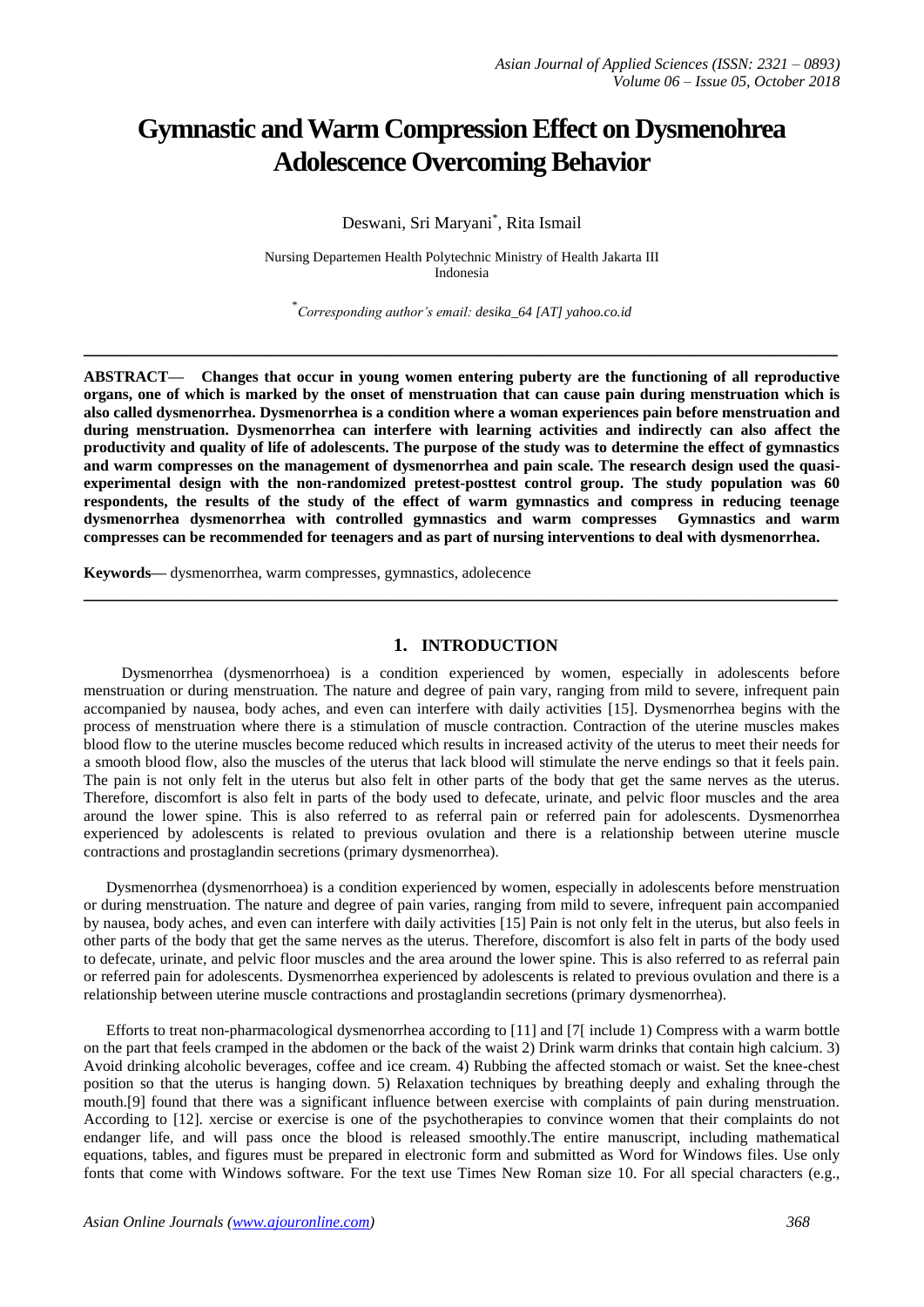# Gymnastic and Warm Compression Effect on Dysmenohrea Adolescence Overcoming Behavior

Deswani, Sri Maryani*, Rita Ismail

Nursing Departemen Health Polytechnic Ministry of Health Jakarta III
Indonesia

*Corresponding author's email: desika_64 [AT] yahoo.co.id

---

**ABSTRACT— Changes that occur in young women entering puberty are the functioning of all reproductive organs, one of which is marked by the onset of menstruation that can cause pain during menstruation which is also called dysmenorrhea. Dysmenorrhea is a condition where a woman experiences pain before menstruation and during menstruation. Dysmenorrhea can interfere with learning activities and indirectly can also affect the productivity and quality of life of adolescents. The purpose of the study was to determine the effect of gymnastics and warm compresses on the management of dysmenorrhea and pain scale. The research design used the quasi-experimental design with the non-randomized pretest-posttest control group. The study population was 60 respondents, the results of the study of the effect of warm gymnastics and compress in reducing teenage dysmenorrhea dysmenorrhea with controlled gymnastics and warm compresses Gymnastics and warm compresses can be recommended for teenagers and as part of nursing interventions to deal with dysmenorrhea.**

**Keywords—** dysmenorrhea, warm compresses, gymnastics, adolecence

---

## 1. INTRODUCTION

Dysmenorrhea (dysmenorrhoea) is a condition experienced by women, especially in adolescents before menstruation or during menstruation. The nature and degree of pain vary, ranging from mild to severe, infrequent pain accompanied by nausea, body aches, and even can interfere with daily activities [15]. Dysmenorrhea begins with the process of menstruation where there is a stimulation of muscle contraction. Contraction of the uterine muscles makes blood flow to the uterine muscles become reduced which results in increased activity of the uterus to meet their needs for a smooth blood flow, also the muscles of the uterus that lack blood will stimulate the nerve endings so that it feels pain. The pain is not only felt in the uterus but also felt in other parts of the body that get the same nerves as the uterus. Therefore, discomfort is also felt in parts of the body used to defecate, urinate, and pelvic floor muscles and the area around the lower spine. This is also referred to as referral pain or referred pain for adolescents. Dysmenorrhea experienced by adolescents is related to previous ovulation and there is a relationship between uterine muscle contractions and prostaglandin secretions (primary dysmenorrhea).

Dysmenorrhea (dysmenorrhoea) is a condition experienced by women, especially in adolescents before menstruation or during menstruation. The nature and degree of pain varies, ranging from mild to severe, infrequent pain accompanied by nausea, body aches, and even can interfere with daily activities [15] Pain is not only felt in the uterus, but also feels in other parts of the body that get the same nerves as the uterus. Therefore, discomfort is also felt in parts of the body used to defecate, urinate, and pelvic floor muscles and the area around the lower spine. This is also referred to as referral pain or referred pain for adolescents. Dysmenorrhea experienced by adolescents is related to previous ovulation and there is a relationship between uterine muscle contractions and prostaglandin secretions (primary dysmenorrhea).

Efforts to treat non-pharmacological dysmenorrhea according to [11] and [7[ include 1) Compress with a warm bottle on the part that feels cramped in the abdomen or the back of the waist 2) Drink warm drinks that contain high calcium. 3) Avoid drinking alcoholic beverages, coffee and ice cream. 4) Rubbing the affected stomach or waist. Set the knee-chest position so that the uterus is hanging down. 5) Relaxation techniques by breathing deeply and exhaling through the mouth.[9] found that there was a significant influence between exercise with complaints of pain during menstruation. According to [12]. xercise or exercise is one of the psychotherapies to convince women that their complaints do not endanger life, and will pass once the blood is released smoothly.The entire manuscript, including mathematical equations, tables, and figures must be prepared in electronic form and submitted as Word for Windows files. Use only fonts that come with Windows software. For the text use Times New Roman size 10. For all special characters (e.g.,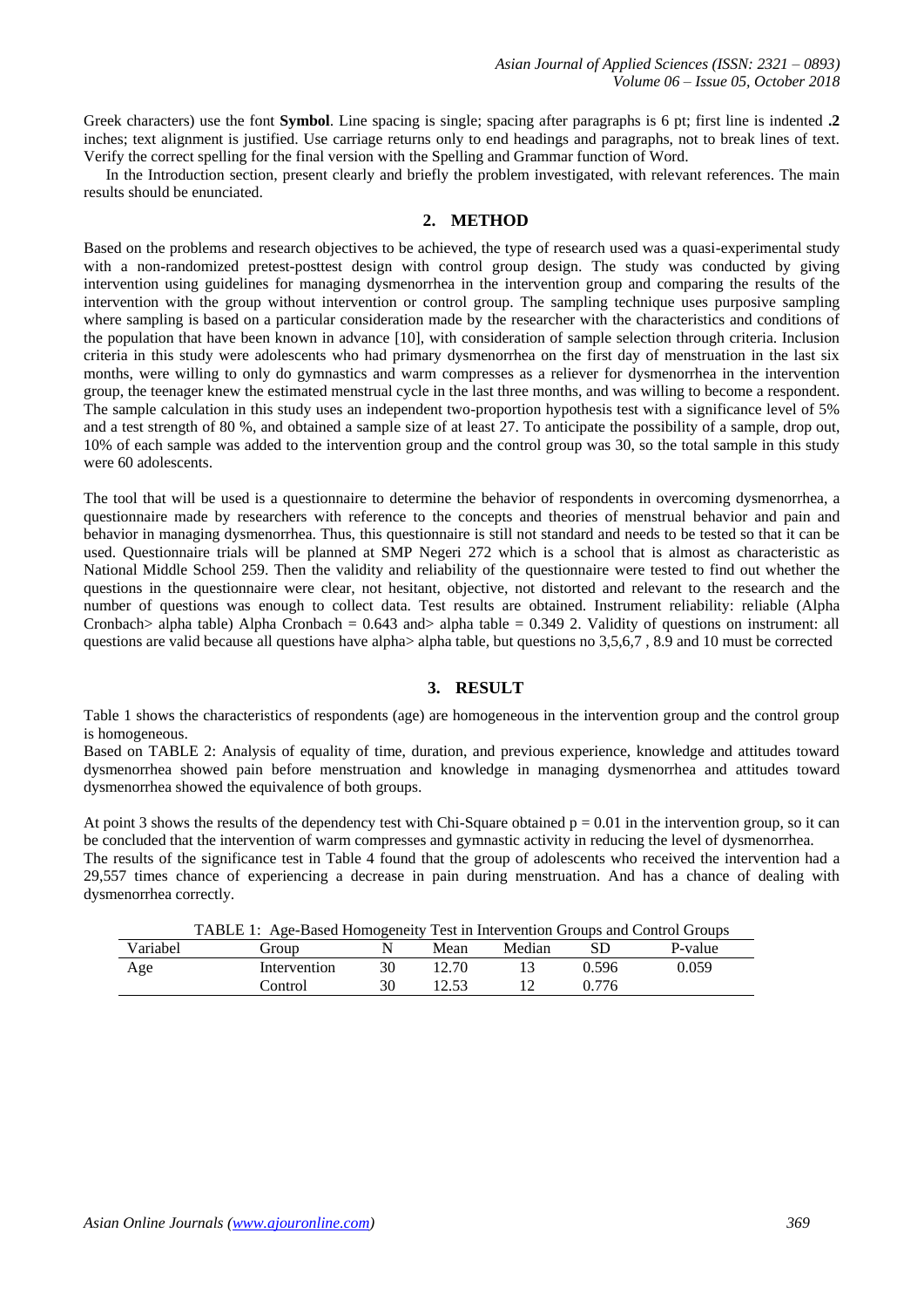Greek characters) use the font **Symbol**. Line spacing is single; spacing after paragraphs is 6 pt; first line is indented **.2** inches; text alignment is justified. Use carriage returns only to end headings and paragraphs, not to break lines of text. Verify the correct spelling for the final version with the Spelling and Grammar function of Word.

In the Introduction section, present clearly and briefly the problem investigated, with relevant references. The main results should be enunciated.

## 2. METHOD

Based on the problems and research objectives to be achieved, the type of research used was a quasi-experimental study with a non-randomized pretest-posttest design with control group design. The study was conducted by giving intervention using guidelines for managing dysmenorrhea in the intervention group and comparing the results of the intervention with the group without intervention or control group. The sampling technique uses purposive sampling where sampling is based on a particular consideration made by the researcher with the characteristics and conditions of the population that have been known in advance [10], with consideration of sample selection through criteria. Inclusion criteria in this study were adolescents who had primary dysmenorrhea on the first day of menstruation in the last six months, were willing to only do gymnastics and warm compresses as a reliever for dysmenorrhea in the intervention group, the teenager knew the estimated menstrual cycle in the last three months, and was willing to become a respondent. The sample calculation in this study uses an independent two-proportion hypothesis test with a significance level of 5% and a test strength of 80 %, and obtained a sample size of at least 27. To anticipate the possibility of a sample, drop out, 10% of each sample was added to the intervention group and the control group was 30, so the total sample in this study were 60 adolescents.

The tool that will be used is a questionnaire to determine the behavior of respondents in overcoming dysmenorrhea, a questionnaire made by researchers with reference to the concepts and theories of menstrual behavior and pain and behavior in managing dysmenorrhea. Thus, this questionnaire is still not standard and needs to be tested so that it can be used. Questionnaire trials will be planned at SMP Negeri 272 which is a school that is almost as characteristic as National Middle School 259. Then the validity and reliability of the questionnaire were tested to find out whether the questions in the questionnaire were clear, not hesitant, objective, not distorted and relevant to the research and the number of questions was enough to collect data. Test results are obtained. Instrument reliability: reliable (Alpha Cronbach> alpha table) Alpha Cronbach = 0.643 and> alpha table = 0.349 2. Validity of questions on instrument: all questions are valid because all questions have alpha> alpha table, but questions no 3,5,6,7 , 8.9 and 10 must be corrected

## 3. RESULT

Table 1 shows the characteristics of respondents (age) are homogeneous in the intervention group and the control group is homogeneous.

Based on TABLE 2: Analysis of equality of time, duration, and previous experience, knowledge and attitudes toward dysmenorrhea showed pain before menstruation and knowledge in managing dysmenorrhea and attitudes toward dysmenorrhea showed the equivalence of both groups.

At point 3 shows the results of the dependency test with Chi-Square obtained $p = 0.01$ in the intervention group, so it can be concluded that the intervention of warm compresses and gymnastic activity in reducing the level of dysmenorrhea.

The results of the significance test in Table 4 found that the group of adolescents who received the intervention had a 29,557 times chance of experiencing a decrease in pain during menstruation. And has a chance of dealing with dysmenorrhea correctly.

TABLE 1: Age-Based Homogeneity Test in Intervention Groups and Control Groups

| Variabel | Group | N | Mean | Median | SD | P-value |
|---|---|---|---|---|---|---|
| Age | Intervention | 30 | 12.70 | 13 | 0.596 | 0.059 |
| | Control | 30 | 12.53 | 12 | 0.776 | |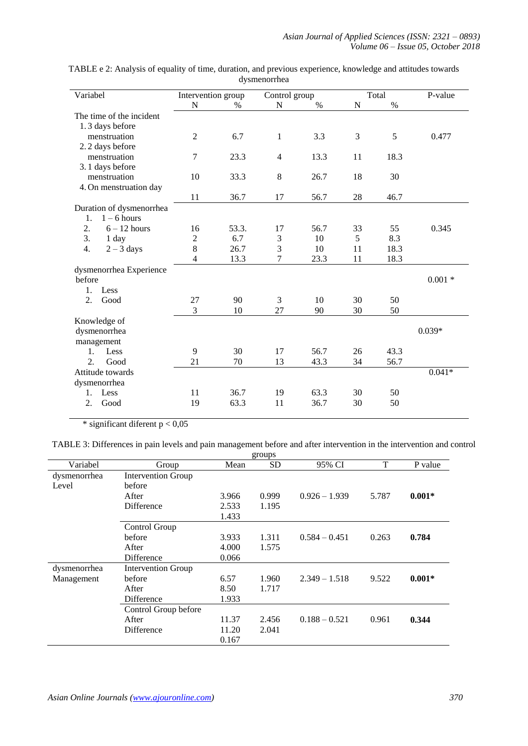TABLE e 2: Analysis of equality of time, duration, and previous experience, knowledge and attitudes towards dysmenorrhea

| Variabel | Intervention group | | Control group | | Total | | P-value |
|---|---|---|---|---|---|---|---|
| | N | % | N | % | N | % | |
| The time of the incident | | | | | | | |
| 1. 3 days before menstruation | 2 | 6.7 | 1 | 3.3 | 3 | 5 | 0.477 |
| 2. 2 days before menstruation | 7 | 23.3 | 4 | 13.3 | 11 | 18.3 | |
| 3. 1 days before menstruation | 10 | 33.3 | 8 | 26.7 | 18 | 30 | |
| 4. On menstruation day | | | | | | | |
| | 11 | 36.7 | 17 | 56.7 | 28 | 46.7 | |
| Duration of dysmenorrhea | | | | | | | |
| 1. 1 – 6 hours | | | | | | | |
| 2. 6 – 12 hours | 16 | 53.3. | 17 | 56.7 | 33 | 55 | 0.345 |
| 3. 1 day | 2 | 6.7 | 3 | 10 | 5 | 8.3 | |
| 4. 2 – 3 days | 8 | 26.7 | 3 | 10 | 11 | 18.3 | |
| | 4 | 13.3 | 7 | 23.3 | 11 | 18.3 | |
| dysmenorrhea Experience before | | | | | | | 0.001 * |
| 1. Less | | | | | | | |
| 2. Good | 27 | 90 | 3 | 10 | 30 | 50 | |
| | 3 | 10 | 27 | 90 | 30 | 50 | |
| Knowledge of dysmenorrhea management | | | | | | | 0.039* |
| 1. Less | 9 | 30 | 17 | 56.7 | 26 | 43.3 | |
| 2. Good | 21 | 70 | 13 | 43.3 | 34 | 56.7 | |
| Attitude towards dysmenorrhea | | | | | | | 0.041* |
| 1. Less | 11 | 36.7 | 19 | 63.3 | 30 | 50 | |
| 2. Good | 19 | 63.3 | 11 | 36.7 | 30 | 50 | |

\* significant diferent p < 0,05

TABLE 3: Differences in pain levels and pain management before and after intervention in the intervention and control groups

| Variabel | Group | Mean | SD | 95% CI | T | P value |
|---|---|---|---|---|---|---|
| dysmenorrhea Level | Intervention Group | | | | | |
| | before | | | | | |
| | After | 3.966 | 0.999 | 0.926 – 1.939 | 5.787 | **0.001*** |
| | Difference | 2.533 | 1.195 | | | |
| | | 1.433 | | | | |
| | Control Group | | | | | |
| | before | 3.933 | 1.311 | 0.584 – 0.451 | 0.263 | **0.784** |
| | After | 4.000 | 1.575 | | | |
| | Difference | 0.066 | | | | |
| dysmenorrhea Management | Intervention Group | | | | | |
| | before | 6.57 | 1.960 | 2.349 – 1.518 | 9.522 | **0.001*** |
| | After | 8.50 | 1.717 | | | |
| | Difference | 1.933 | | | | |
| | Control Group before | | | | | |
| | After | 11.37 | 2.456 | 0.188 – 0.521 | 0.961 | **0.344** |
| | Difference | 11.20 | 2.041 | | | |
| | | 0.167 | | | | |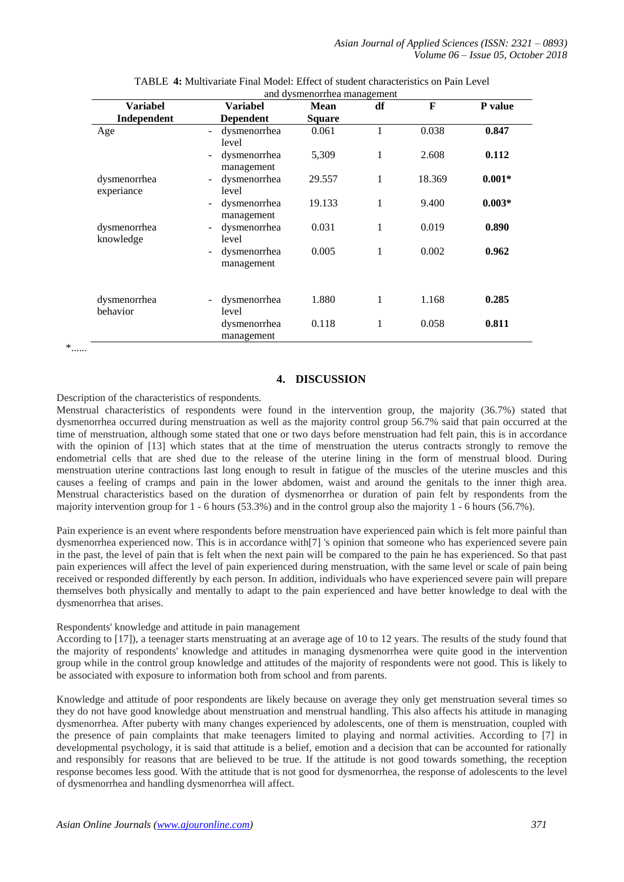TABLE **4:** Multivariate Final Model: Effect of student characteristics on Pain Level and dysmenorrhea management

| Variabel Independent | Variabel Dependent | Mean Square | df | F | P value |
|---|---|---|---|---|---|
| Age | - dysmenorrhea level | 0.061 | 1 | 0.038 | **0.847** |
| | - dysmenorrhea management | 5,309 | 1 | 2.608 | **0.112** |
| dysmenorrhea experiance | - dysmenorrhea level | 29.557 | 1 | 18.369 | **0.001*** |
| | - dysmenorrhea management | 19.133 | 1 | 9.400 | **0.003*** |
| dysmenorrhea knowledge | - dysmenorrhea level | 0.031 | 1 | 0.019 | **0.890** |
| | - dysmenorrhea management | 0.005 | 1 | 0.002 | **0.962** |
| dysmenorrhea behavior | - dysmenorrhea level | 1.880 | 1 | 1.168 | **0.285** |
| | dysmenorrhea management | 0.118 | 1 | 0.058 | **0.811** |

*......

## 4. DISCUSSION

Description of the characteristics of respondents.

Menstrual characteristics of respondents were found in the intervention group, the majority (36.7%) stated that dysmenorrhea occurred during menstruation as well as the majority control group 56.7% said that pain occurred at the time of menstruation, although some stated that one or two days before menstruation had felt pain, this is in accordance with the opinion of [13] which states that at the time of menstruation the uterus contracts strongly to remove the endometrial cells that are shed due to the release of the uterine lining in the form of menstrual blood. During menstruation uterine contractions last long enough to result in fatigue of the muscles of the uterine muscles and this causes a feeling of cramps and pain in the lower abdomen, waist and around the genitals to the inner thigh area. Menstrual characteristics based on the duration of dysmenorrhea or duration of pain felt by respondents from the majority intervention group for 1 - 6 hours (53.3%) and in the control group also the majority 1 - 6 hours (56.7%).

Pain experience is an event where respondents before menstruation have experienced pain which is felt more painful than dysmenorrhea experienced now. This is in accordance with[7] 's opinion that someone who has experienced severe pain in the past, the level of pain that is felt when the next pain will be compared to the pain he has experienced. So that past pain experiences will affect the level of pain experienced during menstruation, with the same level or scale of pain being received or responded differently by each person. In addition, individuals who have experienced severe pain will prepare themselves both physically and mentally to adapt to the pain experienced and have better knowledge to deal with the dysmenorrhea that arises.

Respondents' knowledge and attitude in pain management

According to [17]), a teenager starts menstruating at an average age of 10 to 12 years. The results of the study found that the majority of respondents' knowledge and attitudes in managing dysmenorrhea were quite good in the intervention group while in the control group knowledge and attitudes of the majority of respondents were not good. This is likely to be associated with exposure to information both from school and from parents.

Knowledge and attitude of poor respondents are likely because on average they only get menstruation several times so they do not have good knowledge about menstruation and menstrual handling. This also affects his attitude in managing dysmenorrhea. After puberty with many changes experienced by adolescents, one of them is menstruation, coupled with the presence of pain complaints that make teenagers limited to playing and normal activities. According to [7] in developmental psychology, it is said that attitude is a belief, emotion and a decision that can be accounted for rationally and responsibly for reasons that are believed to be true. If the attitude is not good towards something, the reception response becomes less good. With the attitude that is not good for dysmenorrhea, the response of adolescents to the level of dysmenorrhea and handling dysmenorrhea will affect.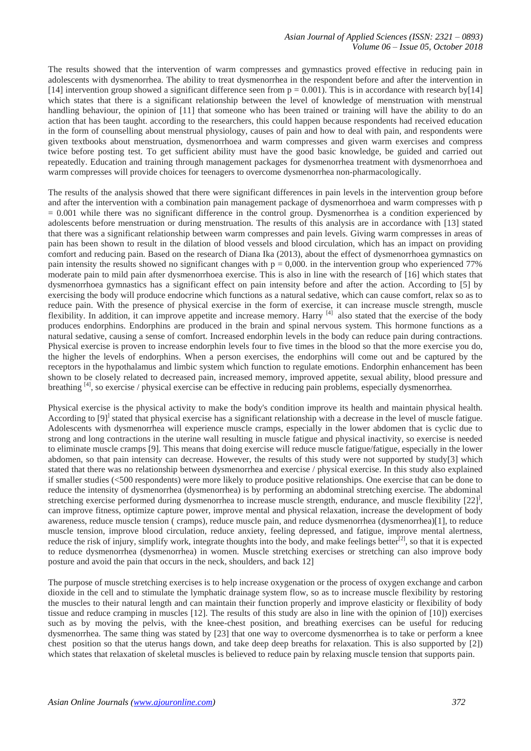The results showed that the intervention of warm compresses and gymnastics proved effective in reducing pain in adolescents with dysmenorrhea. The ability to treat dysmenorrhea in the respondent before and after the intervention in [14] intervention group showed a significant difference seen from p = 0.001). This is in accordance with research by[14] which states that there is a significant relationship between the level of knowledge of menstruation with menstrual handling behaviour, the opinion of [11] that someone who has been trained or training will have the ability to do an action that has been taught. according to the researchers, this could happen because respondents had received education in the form of counselling about menstrual physiology, causes of pain and how to deal with pain, and respondents were given textbooks about menstruation, dysmenorrhoea and warm compresses and given warm exercises and compress twice before posting test. To get sufficient ability must have the good basic knowledge, be guided and carried out repeatedly. Education and training through management packages for dysmenorrhea treatment with dysmenorrhoea and warm compresses will provide choices for teenagers to overcome dysmenorrhea non-pharmacologically.

The results of the analysis showed that there were significant differences in pain levels in the intervention group before and after the intervention with a combination pain management package of dysmenorrhoea and warm compresses with p = 0.001 while there was no significant difference in the control group. Dysmenorrhea is a condition experienced by adolescents before menstruation or during menstruation. The results of this analysis are in accordance with [13] stated that there was a significant relationship between warm compresses and pain levels. Giving warm compresses in areas of pain has been shown to result in the dilation of blood vessels and blood circulation, which has an impact on providing comfort and reducing pain. Based on the research of Diana Ika (2013), about the effect of dysmenorrhoea gymnastics on pain intensity the results showed no significant changes with p = 0,000. in the intervention group who experienced 77% moderate pain to mild pain after dysmenorrhoea exercise. This is also in line with the research of [16] which states that dysmenorrhoea gymnastics has a significant effect on pain intensity before and after the action. According to [5] by exercising the body will produce endocrine which functions as a natural sedative, which can cause comfort, relax so as to reduce pain. With the presence of physical exercise in the form of exercise, it can increase muscle strength, muscle flexibility. In addition, it can improve appetite and increase memory. Harry [4] also stated that the exercise of the body produces endorphins. Endorphins are produced in the brain and spinal nervous system. This hormone functions as a natural sedative, causing a sense of comfort. Increased endorphin levels in the body can reduce pain during contractions. Physical exercise is proven to increase endorphin levels four to five times in the blood so that the more exercise you do, the higher the levels of endorphins. When a person exercises, the endorphins will come out and be captured by the receptors in the hypothalamus and limbic system which function to regulate emotions. Endorphin enhancement has been shown to be closely related to decreased pain, increased memory, improved appetite, sexual ability, blood pressure and breathing [4], so exercise / physical exercise can be effective in reducing pain problems, especially dysmenorrhea.

Physical exercise is the physical activity to make the body's condition improve its health and maintain physical health. According to [9] stated that physical exercise has a significant relationship with a decrease in the level of muscle fatigue. Adolescents with dysmenorrhea will experience muscle cramps, especially in the lower abdomen that is cyclic due to strong and long contractions in the uterine wall resulting in muscle fatigue and physical inactivity, so exercise is needed to eliminate muscle cramps [9]. This means that doing exercise will reduce muscle fatigue/fatigue, especially in the lower abdomen, so that pain intensity can decrease. However, the results of this study were not supported by study[3] which stated that there was no relationship between dysmenorrhea and exercise / physical exercise. In this study also explained if smaller studies (<500 respondents) were more likely to produce positive relationships. One exercise that can be done to reduce the intensity of dysmenorrhea (dysmenorrhea) is by performing an abdominal stretching exercise. The abdominal stretching exercise performed during dysmenorrhea to increase muscle strength, endurance, and muscle flexibility [22], can improve fitness, optimize capture power, improve mental and physical relaxation, increase the development of body awareness, reduce muscle tension ( cramps), reduce muscle pain, and reduce dysmenorrhea (dysmenorrhea)[1], to reduce muscle tension, improve blood circulation, reduce anxiety, feeling depressed, and fatigue, improve mental alertness, reduce the risk of injury, simplify work, integrate thoughts into the body, and make feelings better[2], so that it is expected to reduce dysmenorrhea (dysmenorrhea) in women. Muscle stretching exercises or stretching can also improve body posture and avoid the pain that occurs in the neck, shoulders, and back 12]

The purpose of muscle stretching exercises is to help increase oxygenation or the process of oxygen exchange and carbon dioxide in the cell and to stimulate the lymphatic drainage system flow, so as to increase muscle flexibility by restoring the muscles to their natural length and can maintain their function properly and improve elasticity or flexibility of body tissue and reduce cramping in muscles [12]. The results of this study are also in line with the opinion of [10]) exercises such as by moving the pelvis, with the knee-chest position, and breathing exercises can be useful for reducing dysmenorrhea. The same thing was stated by [23] that one way to overcome dysmenorrhea is to take or perform a knee chest position so that the uterus hangs down, and take deep breaths for relaxation. This is also supported by [2]) which states that relaxation of skeletal muscles is believed to reduce pain by relaxing muscle tension that supports pain.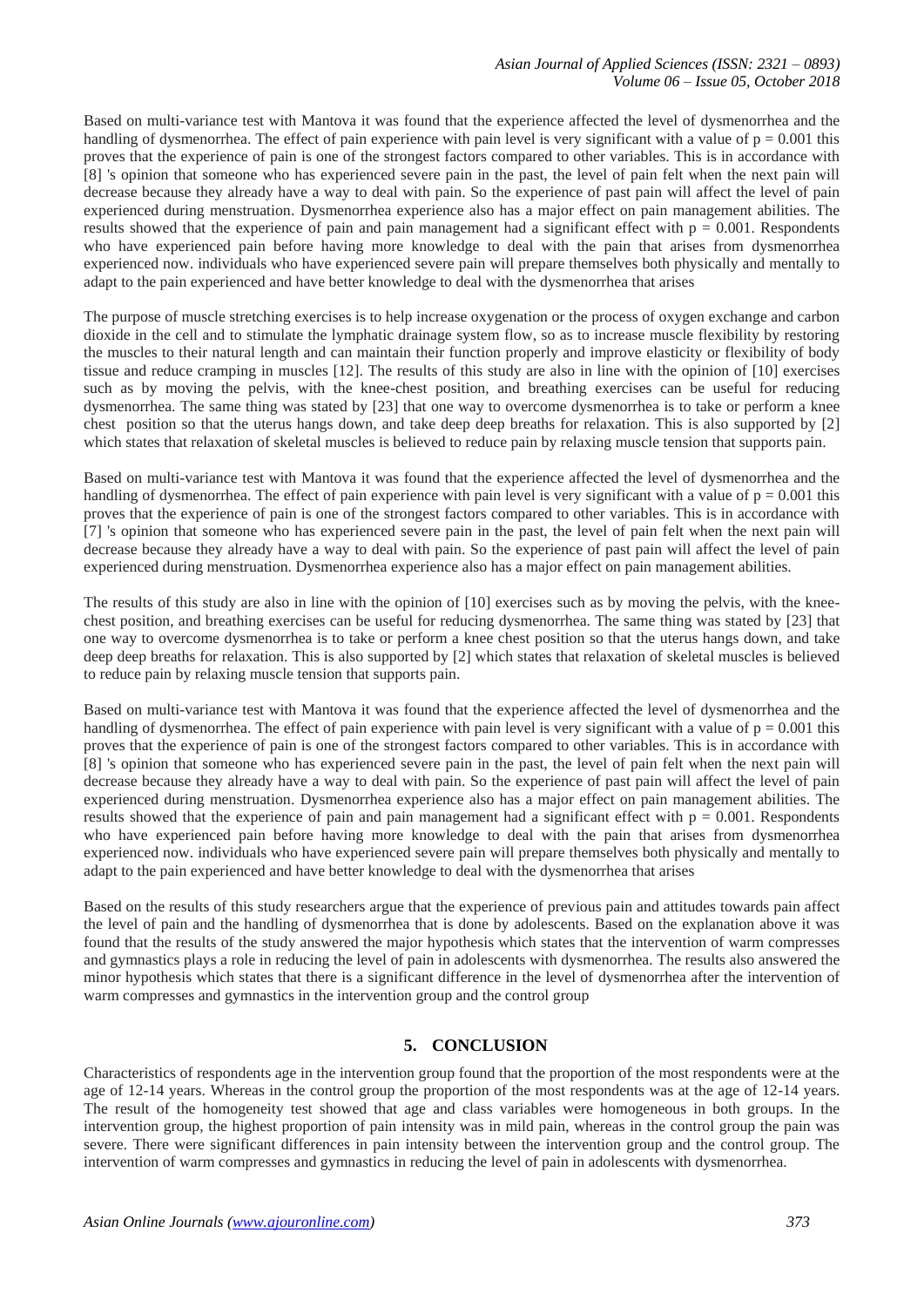Based on multi-variance test with Mantova it was found that the experience affected the level of dysmenorrhea and the handling of dysmenorrhea. The effect of pain experience with pain level is very significant with a value of $p = 0.001$ this proves that the experience of pain is one of the strongest factors compared to other variables. This is in accordance with [8] 's opinion that someone who has experienced severe pain in the past, the level of pain felt when the next pain will decrease because they already have a way to deal with pain. So the experience of past pain will affect the level of pain experienced during menstruation. Dysmenorrhea experience also has a major effect on pain management abilities. The results showed that the experience of pain and pain management had a significant effect with $p = 0.001$. Respondents who have experienced pain before having more knowledge to deal with the pain that arises from dysmenorrhea experienced now. individuals who have experienced severe pain will prepare themselves both physically and mentally to adapt to the pain experienced and have better knowledge to deal with the dysmenorrhea that arises

The purpose of muscle stretching exercises is to help increase oxygenation or the process of oxygen exchange and carbon dioxide in the cell and to stimulate the lymphatic drainage system flow, so as to increase muscle flexibility by restoring the muscles to their natural length and can maintain their function properly and improve elasticity or flexibility of body tissue and reduce cramping in muscles [12]. The results of this study are also in line with the opinion of [10] exercises such as by moving the pelvis, with the knee-chest position, and breathing exercises can be useful for reducing dysmenorrhea. The same thing was stated by [23] that one way to overcome dysmenorrhea is to take or perform a knee chest position so that the uterus hangs down, and take deep deep breaths for relaxation. This is also supported by [2] which states that relaxation of skeletal muscles is believed to reduce pain by relaxing muscle tension that supports pain.

Based on multi-variance test with Mantova it was found that the experience affected the level of dysmenorrhea and the handling of dysmenorrhea. The effect of pain experience with pain level is very significant with a value of $p = 0.001$ this proves that the experience of pain is one of the strongest factors compared to other variables. This is in accordance with [7] 's opinion that someone who has experienced severe pain in the past, the level of pain felt when the next pain will decrease because they already have a way to deal with pain. So the experience of past pain will affect the level of pain experienced during menstruation. Dysmenorrhea experience also has a major effect on pain management abilities.

The results of this study are also in line with the opinion of [10] exercises such as by moving the pelvis, with the knee-chest position, and breathing exercises can be useful for reducing dysmenorrhea. The same thing was stated by [23] that one way to overcome dysmenorrhea is to take or perform a knee chest position so that the uterus hangs down, and take deep deep breaths for relaxation. This is also supported by [2] which states that relaxation of skeletal muscles is believed to reduce pain by relaxing muscle tension that supports pain.

Based on multi-variance test with Mantova it was found that the experience affected the level of dysmenorrhea and the handling of dysmenorrhea. The effect of pain experience with pain level is very significant with a value of $p = 0.001$ this proves that the experience of pain is one of the strongest factors compared to other variables. This is in accordance with [8] 's opinion that someone who has experienced severe pain in the past, the level of pain felt when the next pain will decrease because they already have a way to deal with pain. So the experience of past pain will affect the level of pain experienced during menstruation. Dysmenorrhea experience also has a major effect on pain management abilities. The results showed that the experience of pain and pain management had a significant effect with $p = 0.001$. Respondents who have experienced pain before having more knowledge to deal with the pain that arises from dysmenorrhea experienced now. individuals who have experienced severe pain will prepare themselves both physically and mentally to adapt to the pain experienced and have better knowledge to deal with the dysmenorrhea that arises

Based on the results of this study researchers argue that the experience of previous pain and attitudes towards pain affect the level of pain and the handling of dysmenorrhea that is done by adolescents. Based on the explanation above it was found that the results of the study answered the major hypothesis which states that the intervention of warm compresses and gymnastics plays a role in reducing the level of pain in adolescents with dysmenorrhea. The results also answered the minor hypothesis which states that there is a significant difference in the level of dysmenorrhea after the intervention of warm compresses and gymnastics in the intervention group and the control group

## 5. CONCLUSION

Characteristics of respondents age in the intervention group found that the proportion of the most respondents were at the age of 12-14 years. Whereas in the control group the proportion of the most respondents was at the age of 12-14 years. The result of the homogeneity test showed that age and class variables were homogeneous in both groups. In the intervention group, the highest proportion of pain intensity was in mild pain, whereas in the control group the pain was severe. There were significant differences in pain intensity between the intervention group and the control group. The intervention of warm compresses and gymnastics in reducing the level of pain in adolescents with dysmenorrhea.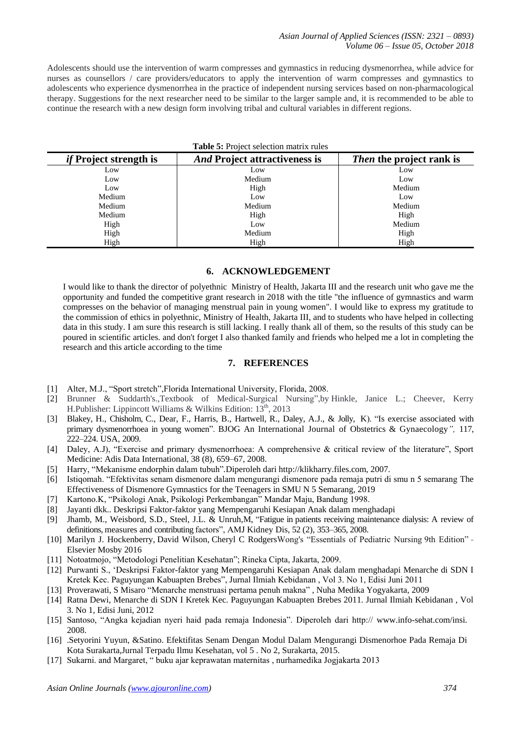Adolescents should use the intervention of warm compresses and gymnastics in reducing dysmenorrhea, while advice for nurses as counsellors / care providers/educators to apply the intervention of warm compresses and gymnastics to adolescents who experience dysmenorrhea in the practice of independent nursing services based on non-pharmacological therapy. Suggestions for the next researcher need to be similar to the larger sample and, it is recommended to be able to continue the research with a new design form involving tribal and cultural variables in different regions.

**Table 5:** Project selection matrix rules

| *if* **Project strength is** | *And* **Project attractiveness is** | *Then* **the project rank is** |
|---|---|---|
| Low | Low | Low |
| Low | Medium | Low |
| Low | High | Medium |
| Medium | Low | Low |
| Medium | Medium | Medium |
| Medium | High | High |
| High | Low | Medium |
| High | Medium | High |
| High | High | High |

## 6. ACKNOWLEDGEMENT

I would like to thank the director of polyethnic Ministry of Health, Jakarta III and the research unit who gave me the opportunity and funded the competitive grant research in 2018 with the title "the influence of gymnastics and warm compresses on the behavior of managing menstrual pain in young women". I would like to express my gratitude to the commission of ethics in polyethnic, Ministry of Health, Jakarta III, and to students who have helped in collecting data in this study. I am sure this research is still lacking. I really thank all of them, so the results of this study can be poured in scientific articles. and don't forget I also thanked family and friends who helped me a lot in completing the research and this article according to the time

## 7. REFERENCES

[1] Alter, M.J., "Sport stretch",Florida International University, Florida, 2008.
[2] Brunner & Suddarth's.,Textbook of Medical-Surgical Nursing",by Hinkle, Janice L.; Cheever, Kerry H.Publisher: Lippincott Williams & Wilkins Edition: 13th, 2013
[3] Blakey, H., Chisholm, C., Dear, F., Harris, B., Hartwell, R., Daley, A.J., & Jolly, K). "Is exercise associated with primary dysmenorrhoea in young women". BJOG An International Journal of Obstetrics & Gynaecology*",* 117, 222–224. USA, 2009.
[4] Daley, A.J), "Exercise and primary dysmenorrhoea: A comprehensive & critical review of the literature", Sport Medicine: Adis Data International, 38 (8), 659–67, 2008.
[5] Harry, "Mekanisme endorphin dalam tubuh".Diperoleh dari http://klikharry.files.com, 2007.
[6] Istiqomah. "Efektivitas senam dismenore dalam mengurangi dismenore pada remaja putri di smu n 5 semarang The Effectiveness of Dismenore Gymnastics for the Teenagers in SMU N 5 Semarang, 2019
[7] Kartono.K, "Psikologi Anak, Psikologi Perkembangan" Mandar Maju, Bandung 1998.
[8] Jayanti dkk.. Deskripsi Faktor-faktor yang Mempengaruhi Kesiapan Anak dalam menghadapi
[9] Jhamb, M., Weisbord, S.D., Steel, J.L. & Unruh,M, "Fatigue in patients receiving maintenance dialysis: A review of definitions, measures and contributing factors", AMJ Kidney Dis, 52 (2), 353–365, 2008.
[10] Marilyn J. Hockenberry, David Wilson, Cheryl C RodgersWong's "Essentials of Pediatric Nursing 9th Edition" - Elsevier Mosby 2016
[11] Notoatmojo, "Metodologi Penelitian Kesehatan"; Rineka Cipta, Jakarta, 2009.
[12] Purwanti S., 'Deskripsi Faktor-faktor yang Mempengaruhi Kesiapan Anak dalam menghadapi Menarche di SDN I Kretek Kec. Paguyungan Kabuapten Brebes", Jurnal Ilmiah Kebidanan , Vol 3. No 1, Edisi Juni 2011
[13] Proverawati, S Misaro "Menarche menstruasi pertama penuh makna" , Nuha Medika Yogyakarta, 2009
[14] Ratna Dewi, Menarche di SDN I Kretek Kec. Paguyungan Kabuapten Brebes 2011. Jurnal Ilmiah Kebidanan , Vol 3. No 1, Edisi Juni, 2012
[15] Santoso, "Angka kejadian nyeri haid pada remaja Indonesia". Diperoleh dari http:// www.info-sehat.com/insi. 2008.
[16] .Setyorini Yuyun, &Satino. Efektifitas Senam Dengan Modul Dalam Mengurangi Dismenorhoe Pada Remaja Di Kota Surakarta,Jurnal Terpadu Ilmu Kesehatan, vol 5 . No 2, Surakarta, 2015.
[17] Sukarni. and Margaret, " buku ajar keprawatan maternitas , nurhamedika Jogjakarta 2013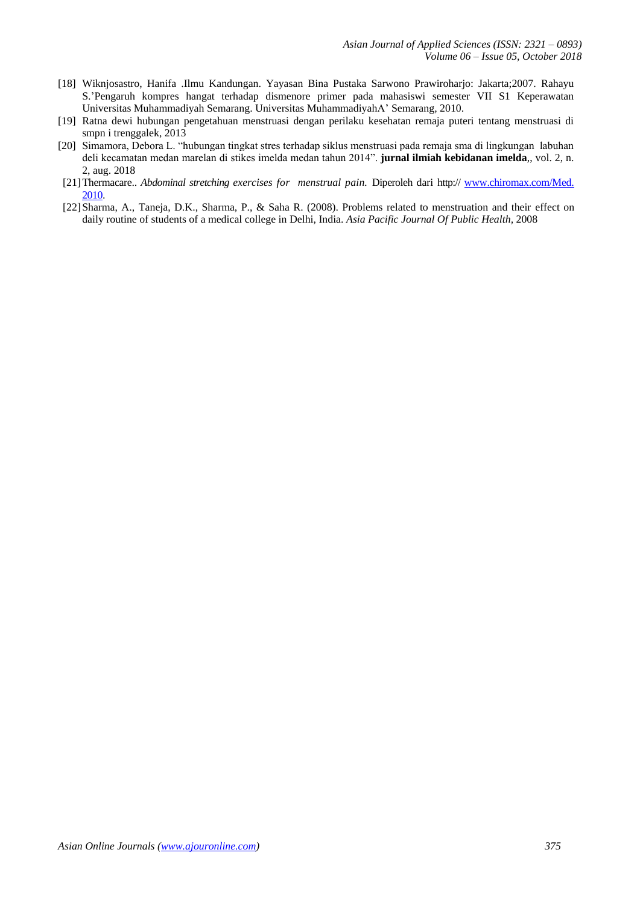[18] Wiknjosastro, Hanifa .Ilmu Kandungan. Yayasan Bina Pustaka Sarwono Prawiroharjo: Jakarta;2007. Rahayu S.'Pengaruh kompres hangat terhadap dismenore primer pada mahasiswi semester VII S1 Keperawatan Universitas Muhammadiyah Semarang. Universitas MuhammadiyahA' Semarang, 2010.

[19] Ratna dewi hubungan pengetahuan menstruasi dengan perilaku kesehatan remaja puteri tentang menstruasi di smpn i trenggalek, 2013

[20] Simamora, Debora L. "hubungan tingkat stres terhadap siklus menstruasi pada remaja sma di lingkungan labuhan deli kecamatan medan marelan di stikes imelda medan tahun 2014". **jurnal ilmiah kebidanan imelda**,, vol. 2, n. 2, aug. 2018

[21] Thermacare.. *Abdominal stretching exercises for menstrual pain.* Diperoleh dari http:// www.chiromax.com/Med. 2010.

[22] Sharma, A., Taneja, D.K., Sharma, P., & Saha R. (2008). Problems related to menstruation and their effect on daily routine of students of a medical college in Delhi, India. *Asia Pacific Journal Of Public Health*, 2008